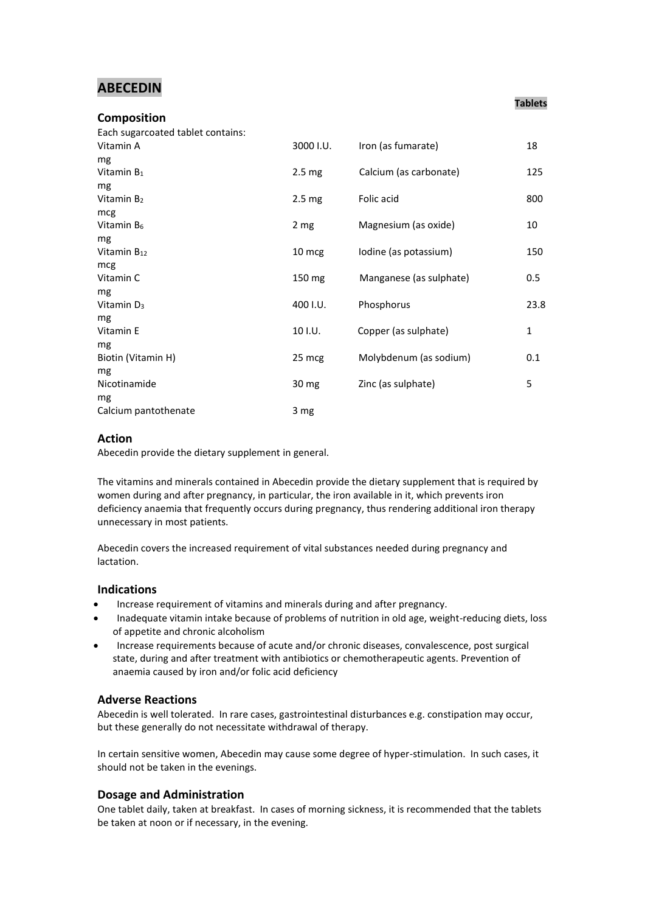# ABECEDIN

**Tablets**

## Composition

Each sugarcoated tablet contains:

| | | | |
|---|---|---|---|
| Vitamin A | 3000 I.U. | Iron (as fumarate) | 18 mg |
| Vitamin $B_1$ | 2.5 mg | Calcium (as carbonate) | 125 mg |
| Vitamin $B_2$ | 2.5 mg | Folic acid | 800 mcg |
| Vitamin $B_6$ | 2 mg | Magnesium (as oxide) | 10 mg |
| Vitamin $B_{12}$ | 10 mcg | Iodine (as potassium) | 150 mcg |
| Vitamin C | 150 mg | Manganese (as sulphate) | 0.5 mg |
| Vitamin $D_3$ | 400 I.U. | Phosphorus | 23.8 mg |
| Vitamin E | 10 I.U. | Copper (as sulphate) | 1 mg |
| Biotin (Vitamin H) | 25 mcg | Molybdenum (as sodium) | 0.1 mg |
| Nicotinamide | 30 mg | Zinc (as sulphate) | 5 mg |
| Calcium pantothenate | 3 mg | | |

## Action

Abecedin provide the dietary supplement in general.

The vitamins and minerals contained in Abecedin provide the dietary supplement that is required by women during and after pregnancy, in particular, the iron available in it, which prevents iron deficiency anaemia that frequently occurs during pregnancy, thus rendering additional iron therapy unnecessary in most patients.

Abecedin covers the increased requirement of vital substances needed during pregnancy and lactation.

## Indications

- Increase requirement of vitamins and minerals during and after pregnancy.
- Inadequate vitamin intake because of problems of nutrition in old age, weight-reducing diets, loss of appetite and chronic alcoholism
- Increase requirements because of acute and/or chronic diseases, convalescence, post surgical state, during and after treatment with antibiotics or chemotherapeutic agents. Prevention of anaemia caused by iron and/or folic acid deficiency

## Adverse Reactions

Abecedin is well tolerated. In rare cases, gastrointestinal disturbances e.g. constipation may occur, but these generally do not necessitate withdrawal of therapy.

In certain sensitive women, Abecedin may cause some degree of hyper-stimulation. In such cases, it should not be taken in the evenings.

## Dosage and Administration

One tablet daily, taken at breakfast. In cases of morning sickness, it is recommended that the tablets be taken at noon or if necessary, in the evening.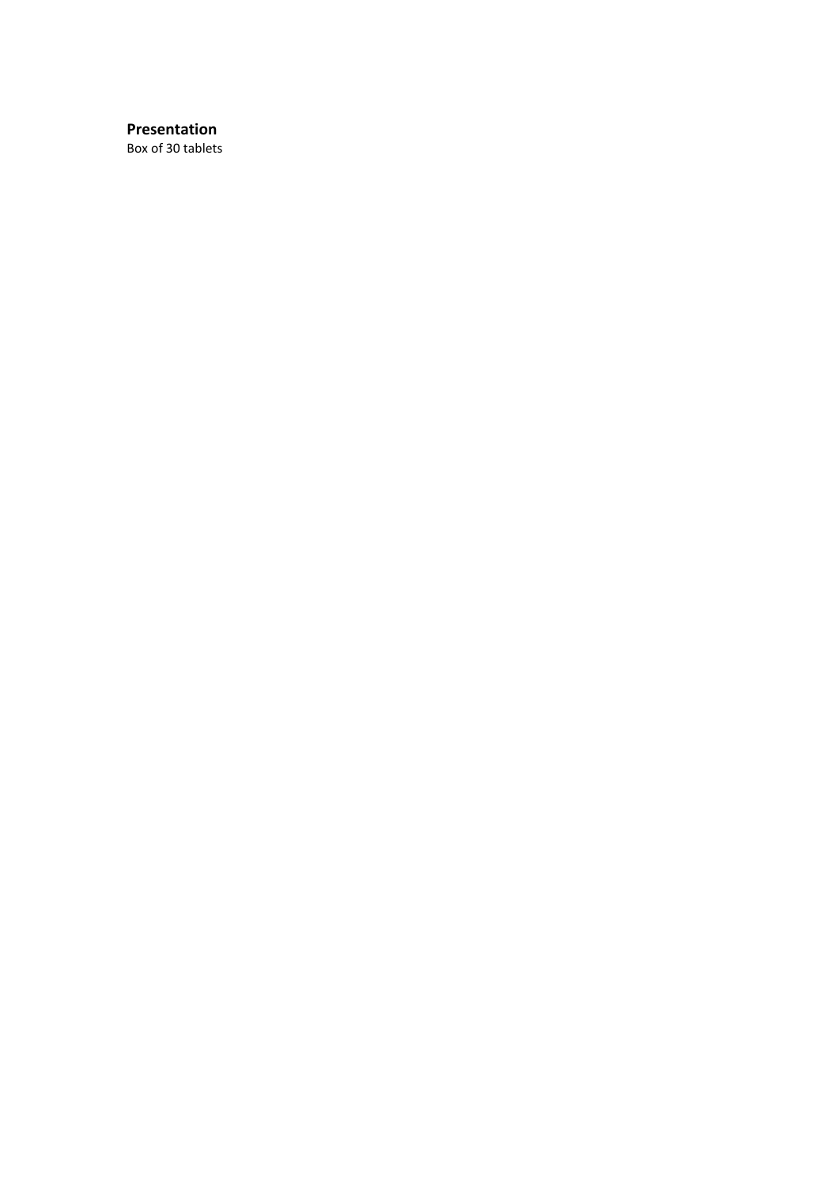**Presentation**

Box of 30 tablets